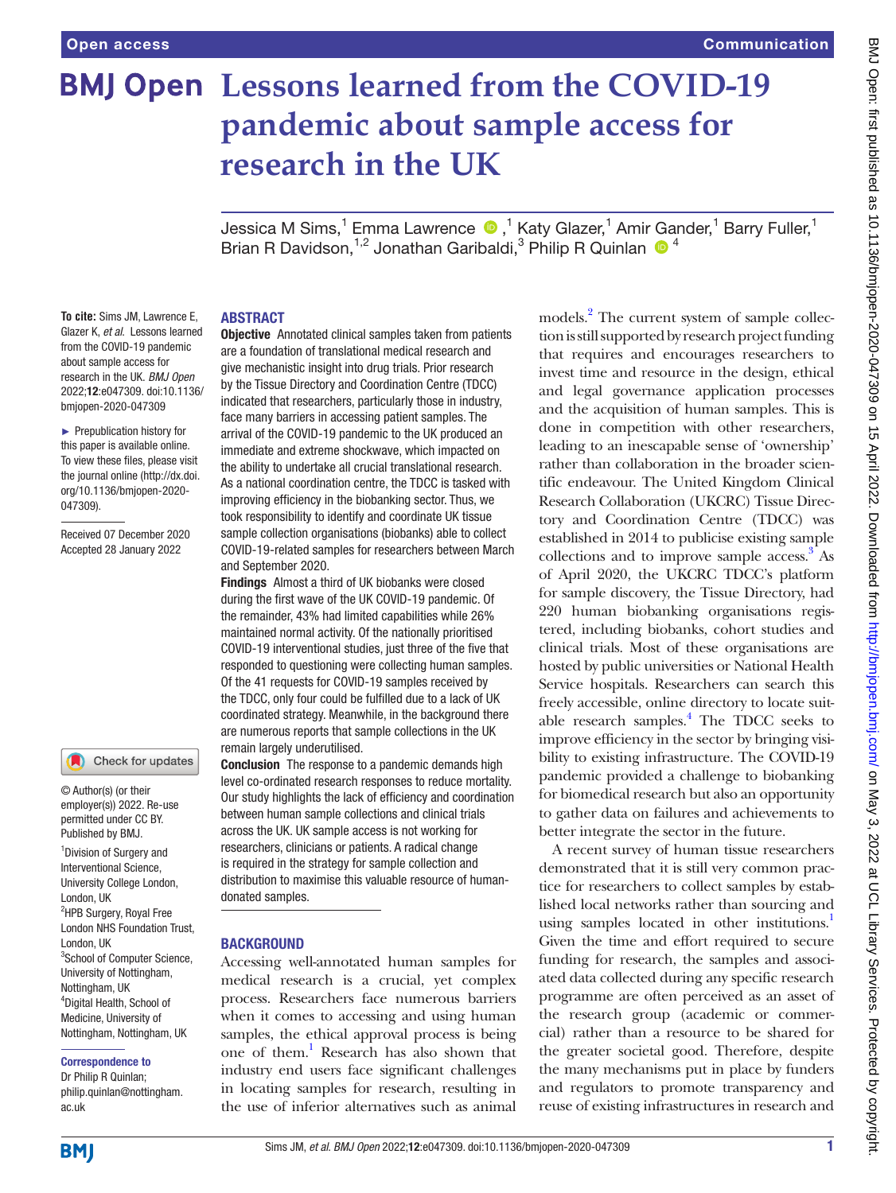Open access

Communication

# Lessons learned from the COVID-19 pandemic about sample access for research in the UK

Jessica M Sims,[1] Emma Lawrence,[1] Katy Glazer,[1] Amir Gander,[1] Barry Fuller,[1] Brian R Davidson,[1,2] Jonathan Garibaldi,[3] Philip R Quinlan[4]

**To cite:** Sims JM, Lawrence E, Glazer K, *et al*. Lessons learned from the COVID-19 pandemic about sample access for research in the UK. *BMJ Open* 2022;**12**:e047309. doi:10.1136/bmjopen-2020-047309

► Prepublication history for this paper is available online. To view these files, please visit the journal online (http://dx.doi.org/10.1136/bmjopen-2020-047309).

Received 07 December 2020
Accepted 28 January 2022

© Author(s) (or their employer(s)) 2022. Re-use permitted under CC BY. Published by BMJ.

[1]Division of Surgery and Interventional Science, University College London, London, UK
[2]HPB Surgery, Royal Free London NHS Foundation Trust, London, UK
[3]School of Computer Science, University of Nottingham, Nottingham, UK
[4]Digital Health, School of Medicine, University of Nottingham, Nottingham, UK

**Correspondence to**
Dr Philip R Quinlan; philip.quinlan@nottingham.ac.uk

## ABSTRACT

**Objective** Annotated clinical samples taken from patients are a foundation of translational medical research and give mechanistic insight into drug trials. Prior research by the Tissue Directory and Coordination Centre (TDCC) indicated that researchers, particularly those in industry, face many barriers in accessing patient samples. The arrival of the COVID-19 pandemic to the UK produced an immediate and extreme shockwave, which impacted on the ability to undertake all crucial translational research. As a national coordination centre, the TDCC is tasked with improving efficiency in the biobanking sector. Thus, we took responsibility to identify and coordinate UK tissue sample collection organisations (biobanks) able to collect COVID-19-related samples for researchers between March and September 2020.

**Findings** Almost a third of UK biobanks were closed during the first wave of the UK COVID-19 pandemic. Of the remainder, 43% had limited capabilities while 26% maintained normal activity. Of the nationally prioritised COVID-19 interventional studies, just three of the five that responded to questioning were collecting human samples. Of the 41 requests for COVID-19 samples received by the TDCC, only four could be fulfilled due to a lack of UK coordinated strategy. Meanwhile, in the background there are numerous reports that sample collections in the UK remain largely underutilised.

**Conclusion** The response to a pandemic demands high level co-ordinated research responses to reduce mortality. Our study highlights the lack of efficiency and coordination between human sample collections and clinical trials across the UK. UK sample access is not working for researchers, clinicians or patients. A radical change is required in the strategy for sample collection and distribution to maximise this valuable resource of human-donated samples.

## BACKGROUND

Accessing well-annotated human samples for medical research is a crucial, yet complex process. Researchers face numerous barriers when it comes to accessing and using human samples, the ethical approval process is being one of them.[1] Research has also shown that industry end users face significant challenges in locating samples for research, resulting in the use of inferior alternatives such as animal models.[2] The current system of sample collection is still supported by research project funding that requires and encourages researchers to invest time and resource in the design, ethical and legal governance application processes and the acquisition of human samples. This is done in competition with other researchers, leading to an inescapable sense of 'ownership' rather than collaboration in the broader scientific endeavour. The United Kingdom Clinical Research Collaboration (UKCRC) Tissue Directory and Coordination Centre (TDCC) was established in 2014 to publicise existing sample collections and to improve sample access.[3] As of April 2020, the UKCRC TDCC's platform for sample discovery, the Tissue Directory, had 220 human biobanking organisations registered, including biobanks, cohort studies and clinical trials. Most of these organisations are hosted by public universities or National Health Service hospitals. Researchers can search this freely accessible, online directory to locate suitable research samples.[4] The TDCC seeks to improve efficiency in the sector by bringing visibility to existing infrastructure. The COVID-19 pandemic provided a challenge to biobanking for biomedical research but also an opportunity to gather data on failures and achievements to better integrate the sector in the future.

A recent survey of human tissue researchers demonstrated that it is still very common practice for researchers to collect samples by established local networks rather than sourcing and using samples located in other institutions.[1] Given the time and effort required to secure funding for research, the samples and associated data collected during any specific research programme are often perceived as an asset of the research group (academic or commercial) rather than a resource to be shared for the greater societal good. Therefore, despite the many mechanisms put in place by funders and regulators to promote transparency and reuse of existing infrastructures in research and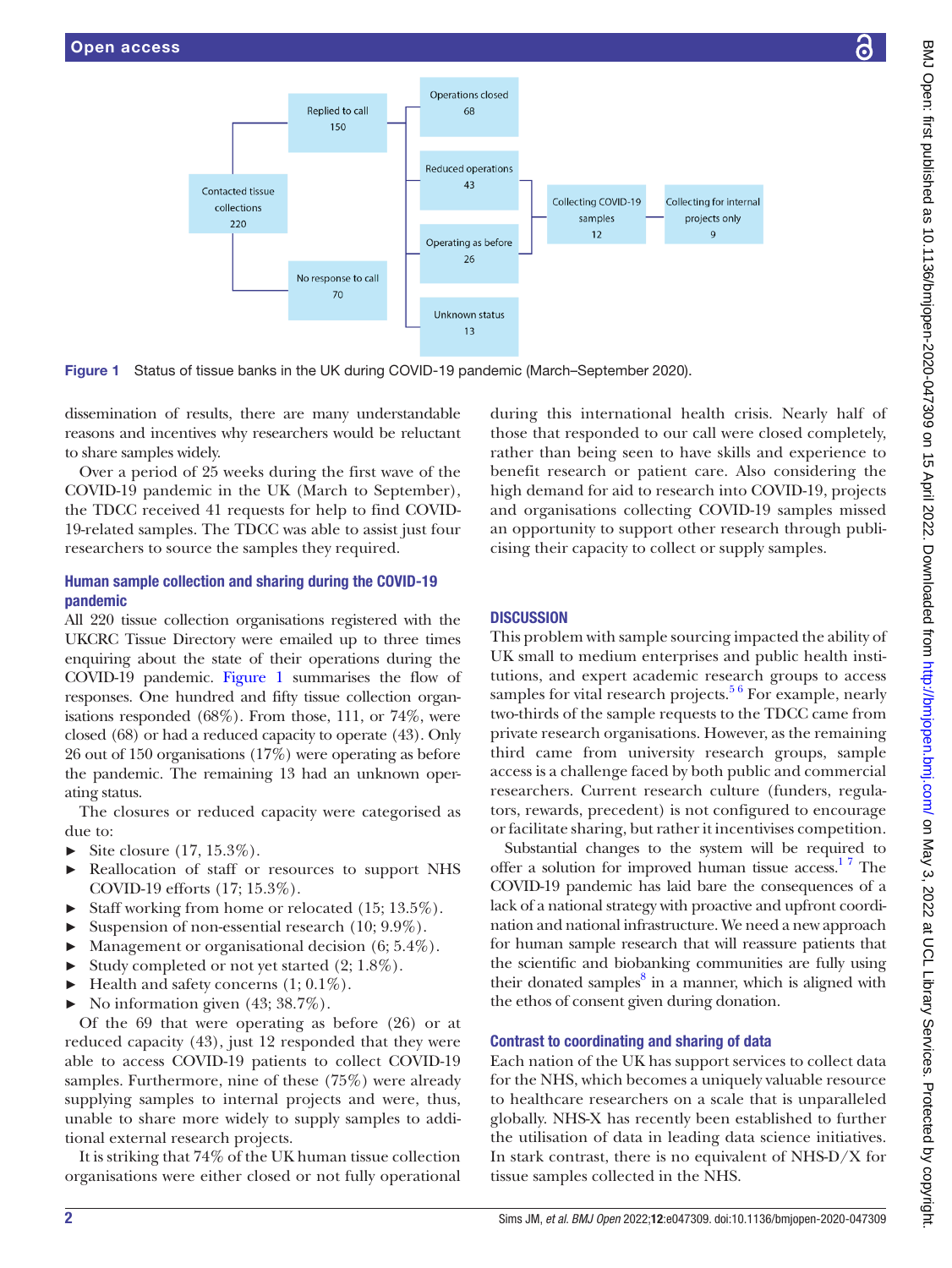**Figure 1** Status of tissue banks in the UK during COVID-19 pandemic (March–September 2020).

dissemination of results, there are many understandable reasons and incentives why researchers would be reluctant to share samples widely.

Over a period of 25 weeks during the first wave of the COVID-19 pandemic in the UK (March to September), the TDCC received 41 requests for help to find COVID-19-related samples. The TDCC was able to assist just four researchers to source the samples they required.

### Human sample collection and sharing during the COVID-19 pandemic

All 220 tissue collection organisations registered with the UKCRC Tissue Directory were emailed up to three times enquiring about the state of their operations during the COVID-19 pandemic. Figure 1 summarises the flow of responses. One hundred and fifty tissue collection organisations responded (68%). From those, 111, or 74%, were closed (68) or had a reduced capacity to operate (43). Only 26 out of 150 organisations (17%) were operating as before the pandemic. The remaining 13 had an unknown operating status.

The closures or reduced capacity were categorised as due to:

- Site closure (17, 15.3%).
- Reallocation of staff or resources to support NHS COVID-19 efforts (17; 15.3%).
- Staff working from home or relocated (15; 13.5%).
- Suspension of non-essential research (10; 9.9%).
- Management or organisational decision (6; 5.4%).
- Study completed or not yet started (2; 1.8%).
- Health and safety concerns (1; 0.1%).
- No information given (43; 38.7%).

Of the 69 that were operating as before (26) or at reduced capacity (43), just 12 responded that they were able to access COVID-19 patients to collect COVID-19 samples. Furthermore, nine of these (75%) were already supplying samples to internal projects and were, thus, unable to share more widely to supply samples to additional external research projects.

It is striking that 74% of the UK human tissue collection organisations were either closed or not fully operational during this international health crisis. Nearly half of those that responded to our call were closed completely, rather than being seen to have skills and experience to benefit research or patient care. Also considering the high demand for aid to research into COVID-19, projects and organisations collecting COVID-19 samples missed an opportunity to support other research through publicising their capacity to collect or supply samples.

## DISCUSSION

This problem with sample sourcing impacted the ability of UK small to medium enterprises and public health institutions, and expert academic research groups to access samples for vital research projects.[5,6] For example, nearly two-thirds of the sample requests to the TDCC came from private research organisations. However, as the remaining third came from university research groups, sample access is a challenge faced by both public and commercial researchers. Current research culture (funders, regulators, rewards, precedent) is not configured to encourage or facilitate sharing, but rather it incentivises competition.

Substantial changes to the system will be required to offer a solution for improved human tissue access.[1,7] The COVID-19 pandemic has laid bare the consequences of a lack of a national strategy with proactive and upfront coordination and national infrastructure. We need a new approach for human sample research that will reassure patients that the scientific and biobanking communities are fully using their donated samples[8] in a manner, which is aligned with the ethos of consent given during donation.

### Contrast to coordinating and sharing of data

Each nation of the UK has support services to collect data for the NHS, which becomes a uniquely valuable resource to healthcare researchers on a scale that is unparalleled globally. NHS-X has recently been established to further the utilisation of data in leading data science initiatives. In stark contrast, there is no equivalent of NHS-D/X for tissue samples collected in the NHS.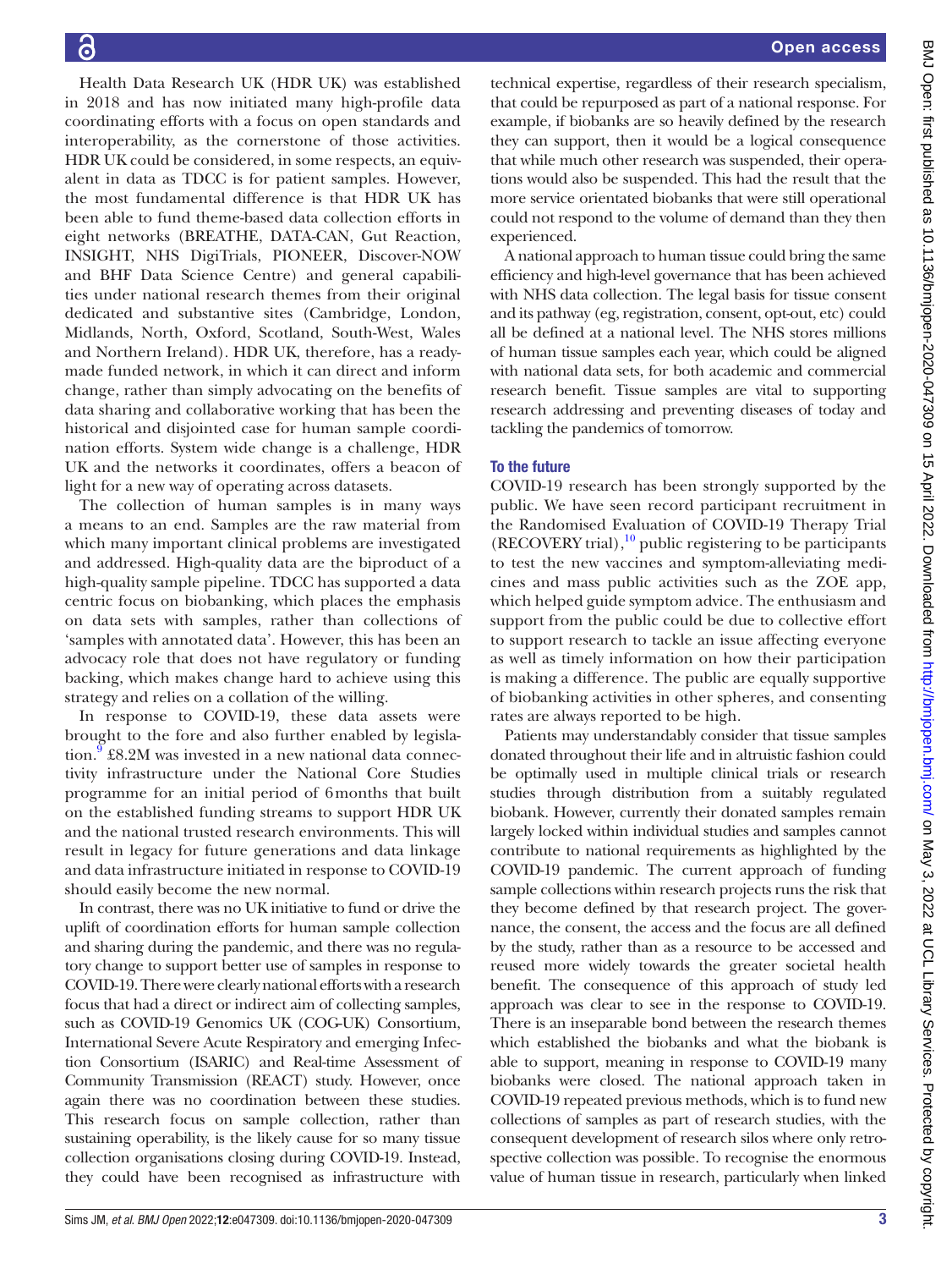Health Data Research UK (HDR UK) was established in 2018 and has now initiated many high-profile data coordinating efforts with a focus on open standards and interoperability, as the cornerstone of those activities. HDR UK could be considered, in some respects, an equivalent in data as TDCC is for patient samples. However, the most fundamental difference is that HDR UK has been able to fund theme-based data collection efforts in eight networks (BREATHE, DATA-CAN, Gut Reaction, INSIGHT, NHS DigiTrials, PIONEER, Discover-NOW and BHF Data Science Centre) and general capabilities under national research themes from their original dedicated and substantive sites (Cambridge, London, Midlands, North, Oxford, Scotland, South-West, Wales and Northern Ireland). HDR UK, therefore, has a ready-made funded network, in which it can direct and inform change, rather than simply advocating on the benefits of data sharing and collaborative working that has been the historical and disjointed case for human sample coordination efforts. System wide change is a challenge, HDR UK and the networks it coordinates, offers a beacon of light for a new way of operating across datasets.

The collection of human samples is in many ways a means to an end. Samples are the raw material from which many important clinical problems are investigated and addressed. High-quality data are the biproduct of a high-quality sample pipeline. TDCC has supported a data centric focus on biobanking, which places the emphasis on data sets with samples, rather than collections of 'samples with annotated data'. However, this has been an advocacy role that does not have regulatory or funding backing, which makes change hard to achieve using this strategy and relies on a collation of the willing.

In response to COVID-19, these data assets were brought to the fore and also further enabled by legislation.[9] £8.2M was invested in a new national data connectivity infrastructure under the National Core Studies programme for an initial period of 6 months that built on the established funding streams to support HDR UK and the national trusted research environments. This will result in legacy for future generations and data linkage and data infrastructure initiated in response to COVID-19 should easily become the new normal.

In contrast, there was no UK initiative to fund or drive the uplift of coordination efforts for human sample collection and sharing during the pandemic, and there was no regulatory change to support better use of samples in response to COVID-19. There were clearly national efforts with a research focus that had a direct or indirect aim of collecting samples, such as COVID-19 Genomics UK (COG-UK) Consortium, International Severe Acute Respiratory and emerging Infection Consortium (ISARIC) and Real-time Assessment of Community Transmission (REACT) study. However, once again there was no coordination between these studies. This research focus on sample collection, rather than sustaining operability, is the likely cause for so many tissue collection organisations closing during COVID-19. Instead, they could have been recognised as infrastructure with technical expertise, regardless of their research specialism, that could be repurposed as part of a national response. For example, if biobanks are so heavily defined by the research they can support, then it would be a logical consequence that while much other research was suspended, their operations would also be suspended. This had the result that the more service orientated biobanks that were still operational could not respond to the volume of demand than they then experienced.

A national approach to human tissue could bring the same efficiency and high-level governance that has been achieved with NHS data collection. The legal basis for tissue consent and its pathway (eg, registration, consent, opt-out, etc) could all be defined at a national level. The NHS stores millions of human tissue samples each year, which could be aligned with national data sets, for both academic and commercial research benefit. Tissue samples are vital to supporting research addressing and preventing diseases of today and tackling the pandemics of tomorrow.

## To the future

COVID-19 research has been strongly supported by the public. We have seen record participant recruitment in the Randomised Evaluation of COVID-19 Therapy Trial (RECOVERY trial),[10] public registering to be participants to test the new vaccines and symptom-alleviating medicines and mass public activities such as the ZOE app, which helped guide symptom advice. The enthusiasm and support from the public could be due to collective effort to support research to tackle an issue affecting everyone as well as timely information on how their participation is making a difference. The public are equally supportive of biobanking activities in other spheres, and consenting rates are always reported to be high.

Patients may understandably consider that tissue samples donated throughout their life and in altruistic fashion could be optimally used in multiple clinical trials or research studies through distribution from a suitably regulated biobank. However, currently their donated samples remain largely locked within individual studies and samples cannot contribute to national requirements as highlighted by the COVID-19 pandemic. The current approach of funding sample collections within research projects runs the risk that they become defined by that research project. The governance, the consent, the access and the focus are all defined by the study, rather than as a resource to be accessed and reused more widely towards the greater societal health benefit. The consequence of this approach of study led approach was clear to see in the response to COVID-19. There is an inseparable bond between the research themes which established the biobanks and what the biobank is able to support, meaning in response to COVID-19 many biobanks were closed. The national approach taken in COVID-19 repeated previous methods, which is to fund new collections of samples as part of research studies, with the consequent development of research silos where only retrospective collection was possible. To recognise the enormous value of human tissue in research, particularly when linked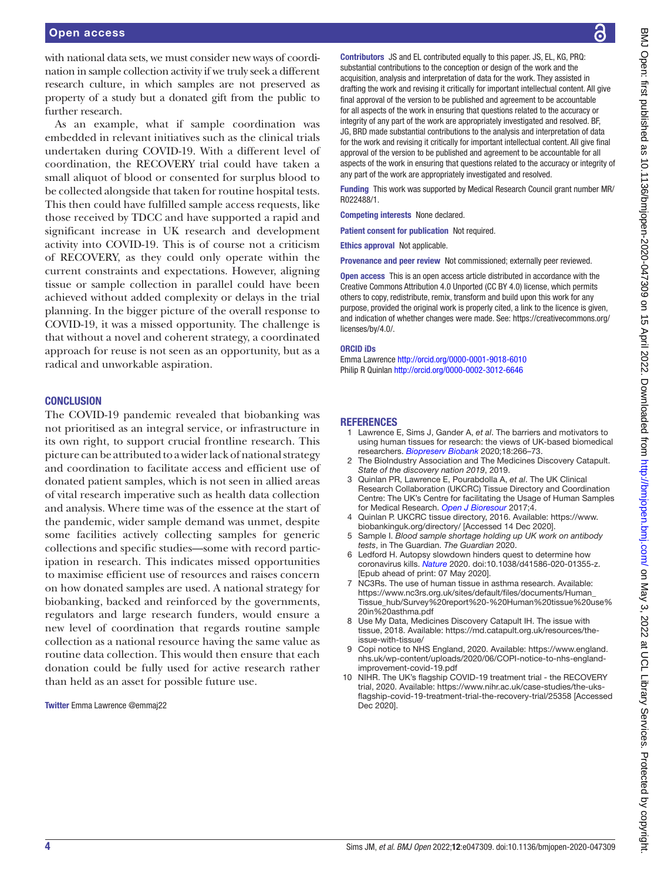with national data sets, we must consider new ways of coordination in sample collection activity if we truly seek a different research culture, in which samples are not preserved as property of a study but a donated gift from the public to further research.

As an example, what if sample coordination was embedded in relevant initiatives such as the clinical trials undertaken during COVID-19. With a different level of coordination, the RECOVERY trial could have taken a small aliquot of blood or consented for surplus blood to be collected alongside that taken for routine hospital tests. This then could have fulfilled sample access requests, like those received by TDCC and have supported a rapid and significant increase in UK research and development activity into COVID-19. This is of course not a criticism of RECOVERY, as they could only operate within the current constraints and expectations. However, aligning tissue or sample collection in parallel could have been achieved without added complexity or delays in the trial planning. In the bigger picture of the overall response to COVID-19, it was a missed opportunity. The challenge is that without a novel and coherent strategy, a coordinated approach for reuse is not seen as an opportunity, but as a radical and unworkable aspiration.

## CONCLUSION

The COVID-19 pandemic revealed that biobanking was not prioritised as an integral service, or infrastructure in its own right, to support crucial frontline research. This picture can be attributed to a wider lack of national strategy and coordination to facilitate access and efficient use of donated patient samples, which is not seen in allied areas of vital research imperative such as health data collection and analysis. Where time was of the essence at the start of the pandemic, wider sample demand was unmet, despite some facilities actively collecting samples for generic collections and specific studies—some with record participation in research. This indicates missed opportunities to maximise efficient use of resources and raises concern on how donated samples are used. A national strategy for biobanking, backed and reinforced by the governments, regulators and large research funders, would ensure a new level of coordination that regards routine sample collection as a national resource having the same value as routine data collection. This would then ensure that each donation could be fully used for active research rather than held as an asset for possible future use.

**Twitter** Emma Lawrence @emmaj22

**Contributors** JS and EL contributed equally to this paper. JS, EL, KG, PRQ: substantial contributions to the conception or design of the work and the acquisition, analysis and interpretation of data for the work. They assisted in drafting the work and revising it critically for important intellectual content. All give final approval of the version to be published and agreement to be accountable for all aspects of the work in ensuring that questions related to the accuracy or integrity of any part of the work are appropriately investigated and resolved. BF, JG, BRD made substantial contributions to the analysis and interpretation of data for the work and revising it critically for important intellectual content. All give final approval of the version to be published and agreement to be accountable for all aspects of the work in ensuring that questions related to the accuracy or integrity of any part of the work are appropriately investigated and resolved.

**Funding** This work was supported by Medical Research Council grant number MR/R022488/1.

**Competing interests** None declared.

**Patient consent for publication** Not required.

**Ethics approval** Not applicable.

**Provenance and peer review** Not commissioned; externally peer reviewed.

**Open access** This is an open access article distributed in accordance with the Creative Commons Attribution 4.0 Unported (CC BY 4.0) license, which permits others to copy, redistribute, remix, transform and build upon this work for any purpose, provided the original work is properly cited, a link to the licence is given, and indication of whether changes were made. See: https://creativecommons.org/licenses/by/4.0/.

**ORCID iDs**

Emma Lawrence http://orcid.org/0000-0001-9018-6010
Philip R Quinlan http://orcid.org/0000-0002-3012-6646

## REFERENCES

1. Lawrence E, Sims J, Gander A, *et al*. The barriers and motivators to using human tissues for research: the views of UK-based biomedical researchers. *Biopreserv Biobank* 2020;18:266–73.
2. The BioIndustry Association and The Medicines Discovery Catapult. *State of the discovery nation 2019*, 2019.
3. Quinlan PR, Lawrence E, Pourabdolla A, *et al*. The UK Clinical Research Collaboration (UKCRC) Tissue Directory and Coordination Centre: The UK's Centre for facilitating the Usage of Human Samples for Medical Research. *Open J Bioresour* 2017;4.
4. Quinlan P. UKCRC tissue directory, 2016. Available: https://www.biobankinguk.org/directory/ [Accessed 14 Dec 2020].
5. Sample I. *Blood sample shortage holding up UK work on antibody tests*, in The Guardian. *The Guardian* 2020.
6. Ledford H. Autopsy slowdown hinders quest to determine how coronavirus kills. *Nature* 2020. doi:10.1038/d41586-020-01355-z. [Epub ahead of print: 07 May 2020].
7. NC3Rs. The use of human tissue in asthma research. Available: https://www.nc3rs.org.uk/sites/default/files/documents/Human_Tissue_hub/Survey%20report%20-%20Human%20tissue%20use%20in%20asthma.pdf
8. Use My Data, Medicines Discovery Catapult IH. The issue with tissue, 2018. Available: https://md.catapult.org.uk/resources/the-issue-with-tissue/
9. Copi notice to NHS England, 2020. Available: https://www.england.nhs.uk/wp-content/uploads/2020/06/COPI-notice-to-nhs-england-improvement-covid-19.pdf
10. NIHR. The UK's flagship COVID-19 treatment trial - the RECOVERY trial, 2020. Available: https://www.nihr.ac.uk/case-studies/the-uks-flagship-covid-19-treatment-trial-the-recovery-trial/25358 [Accessed Dec 2020].